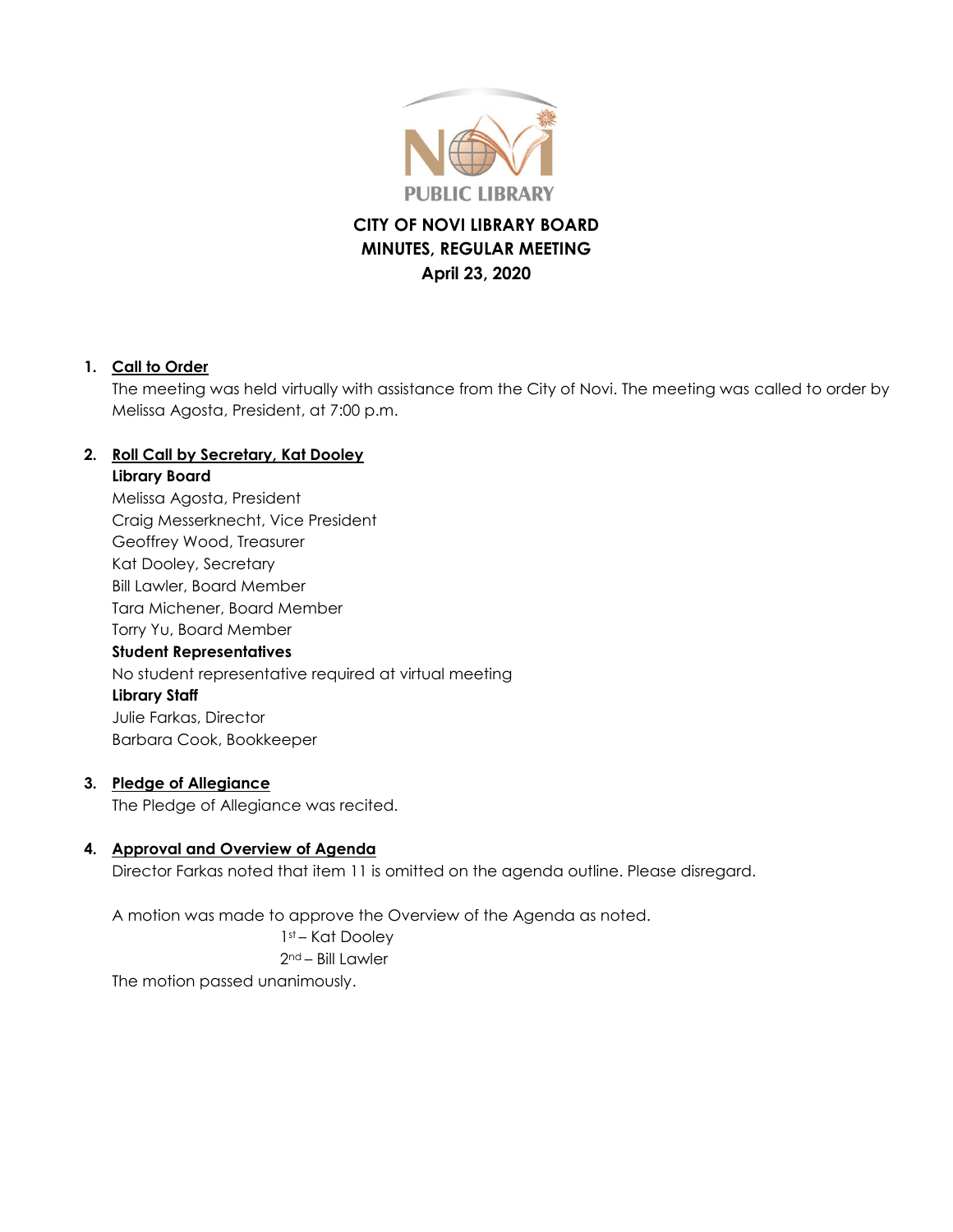NOVI PUBLIC LIBRARY

# CITY OF NOVI LIBRARY BOARD
## MINUTES, REGULAR MEETING
### April 23, 2020

1. **Call to Order**

   The meeting was held virtually with assistance from the City of Novi. The meeting was called to order by Melissa Agosta, President, at 7:00 p.m.

2. **Roll Call by Secretary, Kat Dooley**

   **Library Board**

   Melissa Agosta, President
   Craig Messerknecht, Vice President
   Geoffrey Wood, Treasurer
   Kat Dooley, Secretary
   Bill Lawler, Board Member
   Tara Michener, Board Member
   Torry Yu, Board Member

   **Student Representatives**

   No student representative required at virtual meeting

   **Library Staff**

   Julie Farkas, Director
   Barbara Cook, Bookkeeper

3. **Pledge of Allegiance**

   The Pledge of Allegiance was recited.

4. **Approval and Overview of Agenda**

   Director Farkas noted that item 11 is omitted on the agenda outline. Please disregard.

   A motion was made to approve the Overview of the Agenda as noted.

   1st – Kat Dooley
   2nd – Bill Lawler

   The motion passed unanimously.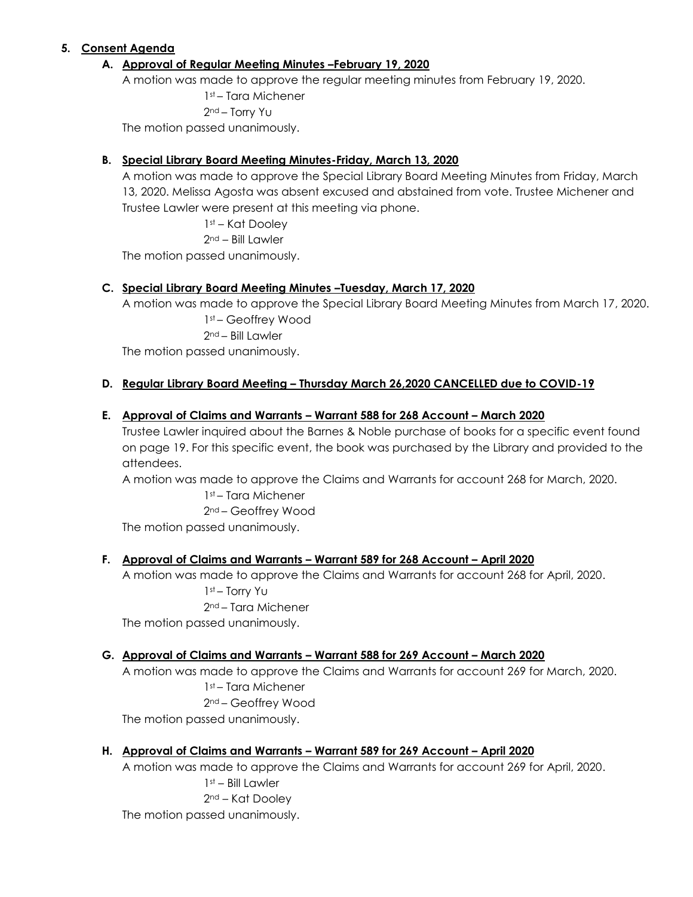5. **<u>Consent Agenda</u>**

   **A. <u>Approval of Regular Meeting Minutes –February 19, 2020</u>**

   A motion was made to approve the regular meeting minutes from February 19, 2020.

   1st – Tara Michener
   2nd – Torry Yu

   The motion passed unanimously.

   **B. <u>Special Library Board Meeting Minutes-Friday, March 13, 2020</u>**

   A motion was made to approve the Special Library Board Meeting Minutes from Friday, March 13, 2020. Melissa Agosta was absent excused and abstained from vote. Trustee Michener and Trustee Lawler were present at this meeting via phone.

   1st – Kat Dooley
   2nd – Bill Lawler

   The motion passed unanimously.

   **C. <u>Special Library Board Meeting Minutes –Tuesday, March 17, 2020</u>**

   A motion was made to approve the Special Library Board Meeting Minutes from March 17, 2020.

   1st – Geoffrey Wood
   2nd – Bill Lawler

   The motion passed unanimously.

   **D. <u>Regular Library Board Meeting – Thursday March 26,2020 CANCELLED due to COVID-19</u>**

   **E. <u>Approval of Claims and Warrants – Warrant 588 for 268 Account – March 2020</u>**

   Trustee Lawler inquired about the Barnes & Noble purchase of books for a specific event found on page 19. For this specific event, the book was purchased by the Library and provided to the attendees.

   A motion was made to approve the Claims and Warrants for account 268 for March, 2020.

   1st – Tara Michener
   2nd – Geoffrey Wood

   The motion passed unanimously.

   **F. <u>Approval of Claims and Warrants – Warrant 589 for 268 Account – April 2020</u>**

   A motion was made to approve the Claims and Warrants for account 268 for April, 2020.

   1st – Torry Yu
   2nd – Tara Michener

   The motion passed unanimously.

   **G. <u>Approval of Claims and Warrants – Warrant 588 for 269 Account – March 2020</u>**

   A motion was made to approve the Claims and Warrants for account 269 for March, 2020.

   1st – Tara Michener
   2nd – Geoffrey Wood

   The motion passed unanimously.

   **H. <u>Approval of Claims and Warrants – Warrant 589 for 269 Account – April 2020</u>**

   A motion was made to approve the Claims and Warrants for account 269 for April, 2020.

   1st – Bill Lawler
   2nd – Kat Dooley

   The motion passed unanimously.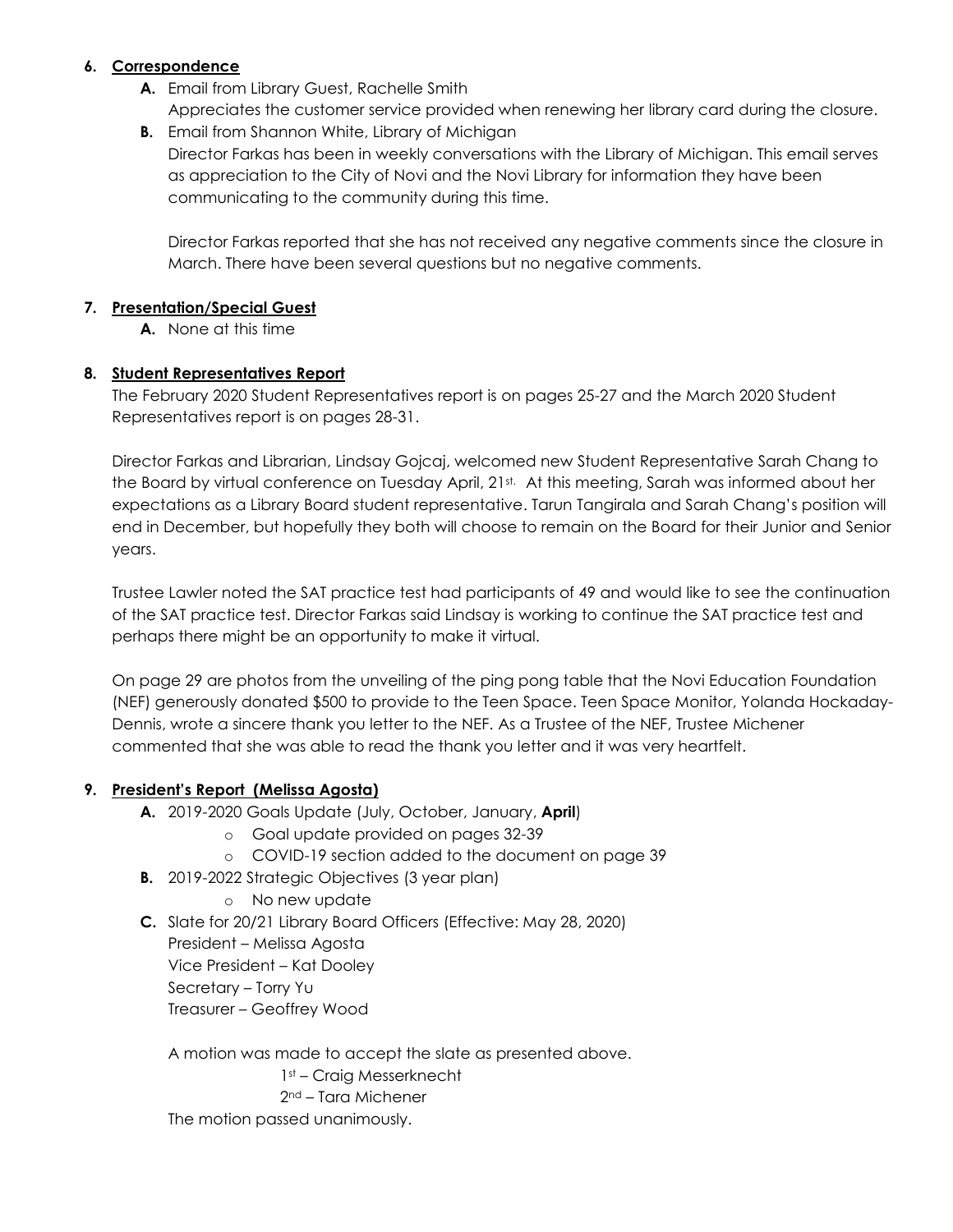6. **Correspondence**

   **A.** Email from Library Guest, Rachelle Smith
   Appreciates the customer service provided when renewing her library card during the closure.

   **B.** Email from Shannon White, Library of Michigan
   Director Farkas has been in weekly conversations with the Library of Michigan. This email serves as appreciation to the City of Novi and the Novi Library for information they have been communicating to the community during this time.

   Director Farkas reported that she has not received any negative comments since the closure in March. There have been several questions but no negative comments.

7. **Presentation/Special Guest**

   **A.** None at this time

8. **Student Representatives Report**

   The February 2020 Student Representatives report is on pages 25-27 and the March 2020 Student Representatives report is on pages 28-31.

   Director Farkas and Librarian, Lindsay Gojcaj, welcomed new Student Representative Sarah Chang to the Board by virtual conference on Tuesday April, 21st. At this meeting, Sarah was informed about her expectations as a Library Board student representative. Tarun Tangirala and Sarah Chang's position will end in December, but hopefully they both will choose to remain on the Board for their Junior and Senior years.

   Trustee Lawler noted the SAT practice test had participants of 49 and would like to see the continuation of the SAT practice test. Director Farkas said Lindsay is working to continue the SAT practice test and perhaps there might be an opportunity to make it virtual.

   On page 29 are photos from the unveiling of the ping pong table that the Novi Education Foundation (NEF) generously donated $500 to provide to the Teen Space. Teen Space Monitor, Yolanda Hockaday-Dennis, wrote a sincere thank you letter to the NEF. As a Trustee of the NEF, Trustee Michener commented that she was able to read the thank you letter and it was very heartfelt.

9. **President's Report (Melissa Agosta)**

   **A.** 2019-2020 Goals Update (July, October, January, **April**)
   - Goal update provided on pages 32-39
   - COVID-19 section added to the document on page 39

   **B.** 2019-2022 Strategic Objectives (3 year plan)
   - No new update

   **C.** Slate for 20/21 Library Board Officers (Effective: May 28, 2020)
   President – Melissa Agosta
   Vice President – Kat Dooley
   Secretary – Torry Yu
   Treasurer – Geoffrey Wood

   A motion was made to accept the slate as presented above.
   1st – Craig Messerknecht
   2nd – Tara Michener
   The motion passed unanimously.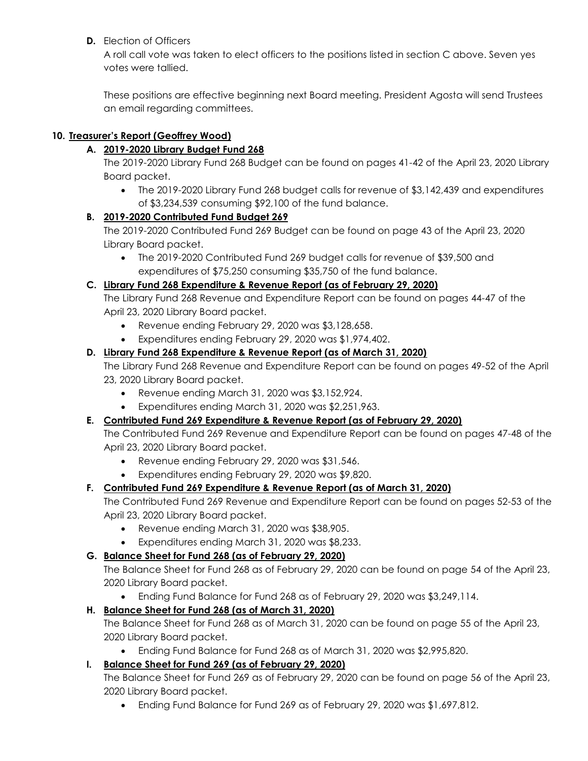**D.** Election of Officers

A roll call vote was taken to elect officers to the positions listed in section C above. Seven yes votes were tallied.

These positions are effective beginning next Board meeting. President Agosta will send Trustees an email regarding committees.

**10. Treasurer's Report (Geoffrey Wood)**

**A. 2019-2020 Library Budget Fund 268**

The 2019-2020 Library Fund 268 Budget can be found on pages 41-42 of the April 23, 2020 Library Board packet.

- The 2019-2020 Library Fund 268 budget calls for revenue of $3,142,439 and expenditures of $3,234,539 consuming $92,100 of the fund balance.

**B. 2019-2020 Contributed Fund Budget 269**

The 2019-2020 Contributed Fund 269 Budget can be found on page 43 of the April 23, 2020 Library Board packet.

- The 2019-2020 Contributed Fund 269 budget calls for revenue of $39,500 and expenditures of $75,250 consuming $35,750 of the fund balance.

**C. Library Fund 268 Expenditure & Revenue Report (as of February 29, 2020)**

The Library Fund 268 Revenue and Expenditure Report can be found on pages 44-47 of the April 23, 2020 Library Board packet.

- Revenue ending February 29, 2020 was $3,128,658.
- Expenditures ending February 29, 2020 was $1,974,402.

**D. Library Fund 268 Expenditure & Revenue Report (as of March 31, 2020)**

The Library Fund 268 Revenue and Expenditure Report can be found on pages 49-52 of the April 23, 2020 Library Board packet.

- Revenue ending March 31, 2020 was $3,152,924.
- Expenditures ending March 31, 2020 was $2,251,963.

**E. Contributed Fund 269 Expenditure & Revenue Report (as of February 29, 2020)**

The Contributed Fund 269 Revenue and Expenditure Report can be found on pages 47-48 of the April 23, 2020 Library Board packet.

- Revenue ending February 29, 2020 was $31,546.
- Expenditures ending February 29, 2020 was $9,820.

**F. Contributed Fund 269 Expenditure & Revenue Report (as of March 31, 2020)**

The Contributed Fund 269 Revenue and Expenditure Report can be found on pages 52-53 of the April 23, 2020 Library Board packet.

- Revenue ending March 31, 2020 was $38,905.
- Expenditures ending March 31, 2020 was $8,233.

**G. Balance Sheet for Fund 268 (as of February 29, 2020)**

The Balance Sheet for Fund 268 as of February 29, 2020 can be found on page 54 of the April 23, 2020 Library Board packet.

- Ending Fund Balance for Fund 268 as of February 29, 2020 was $3,249,114.

**H. Balance Sheet for Fund 268 (as of March 31, 2020)**

The Balance Sheet for Fund 268 as of March 31, 2020 can be found on page 55 of the April 23, 2020 Library Board packet.

- Ending Fund Balance for Fund 268 as of March 31, 2020 was $2,995,820.

**I. Balance Sheet for Fund 269 (as of February 29, 2020)**

The Balance Sheet for Fund 269 as of February 29, 2020 can be found on page 56 of the April 23, 2020 Library Board packet.

- Ending Fund Balance for Fund 269 as of February 29, 2020 was $1,697,812.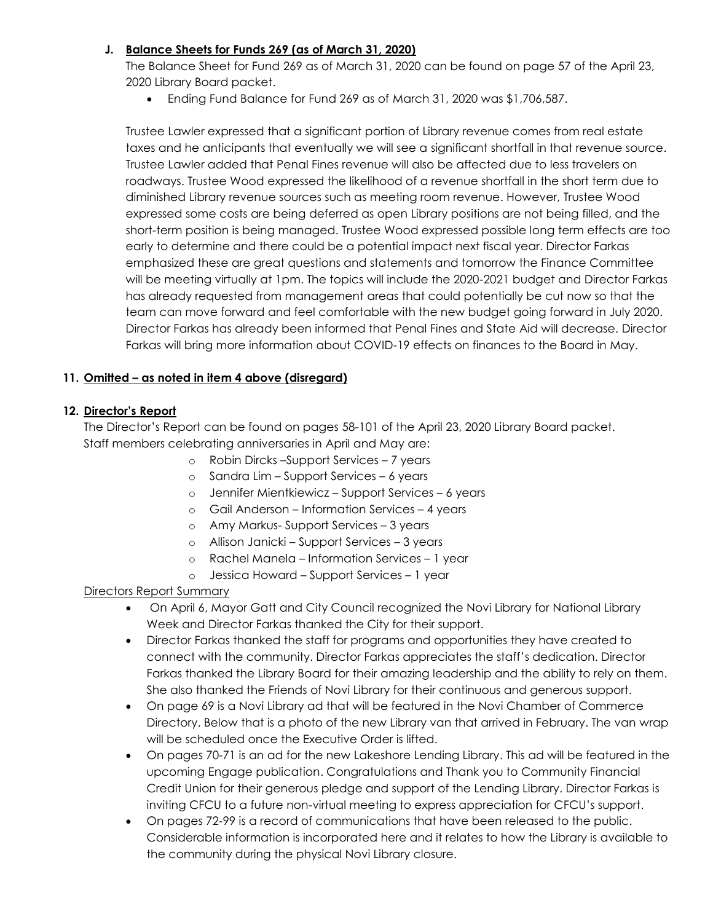**J. Balance Sheets for Funds 269 (as of March 31, 2020)**

The Balance Sheet for Fund 269 as of March 31, 2020 can be found on page 57 of the April 23, 2020 Library Board packet.

- Ending Fund Balance for Fund 269 as of March 31, 2020 was $1,706,587.

Trustee Lawler expressed that a significant portion of Library revenue comes from real estate taxes and he anticipants that eventually we will see a significant shortfall in that revenue source. Trustee Lawler added that Penal Fines revenue will also be affected due to less travelers on roadways. Trustee Wood expressed the likelihood of a revenue shortfall in the short term due to diminished Library revenue sources such as meeting room revenue. However, Trustee Wood expressed some costs are being deferred as open Library positions are not being filled, and the short-term position is being managed. Trustee Wood expressed possible long term effects are too early to determine and there could be a potential impact next fiscal year. Director Farkas emphasized these are great questions and statements and tomorrow the Finance Committee will be meeting virtually at 1pm. The topics will include the 2020-2021 budget and Director Farkas has already requested from management areas that could potentially be cut now so that the team can move forward and feel comfortable with the new budget going forward in July 2020. Director Farkas has already been informed that Penal Fines and State Aid will decrease. Director Farkas will bring more information about COVID-19 effects on finances to the Board in May.

**11. Omitted – as noted in item 4 above (disregard)**

**12. Director's Report**

The Director's Report can be found on pages 58-101 of the April 23, 2020 Library Board packet.
Staff members celebrating anniversaries in April and May are:

- Robin Dircks –Support Services – 7 years
- Sandra Lim – Support Services – 6 years
- Jennifer Mientkiewicz – Support Services – 6 years
- Gail Anderson – Information Services – 4 years
- Amy Markus- Support Services – 3 years
- Allison Janicki – Support Services – 3 years
- Rachel Manela – Information Services – 1 year
- Jessica Howard – Support Services – 1 year

Directors Report Summary

- On April 6, Mayor Gatt and City Council recognized the Novi Library for National Library Week and Director Farkas thanked the City for their support.
- Director Farkas thanked the staff for programs and opportunities they have created to connect with the community. Director Farkas appreciates the staff's dedication. Director Farkas thanked the Library Board for their amazing leadership and the ability to rely on them. She also thanked the Friends of Novi Library for their continuous and generous support.
- On page 69 is a Novi Library ad that will be featured in the Novi Chamber of Commerce Directory. Below that is a photo of the new Library van that arrived in February. The van wrap will be scheduled once the Executive Order is lifted.
- On pages 70-71 is an ad for the new Lakeshore Lending Library. This ad will be featured in the upcoming Engage publication. Congratulations and Thank you to Community Financial Credit Union for their generous pledge and support of the Lending Library. Director Farkas is inviting CFCU to a future non-virtual meeting to express appreciation for CFCU's support.
- On pages 72-99 is a record of communications that have been released to the public. Considerable information is incorporated here and it relates to how the Library is available to the community during the physical Novi Library closure.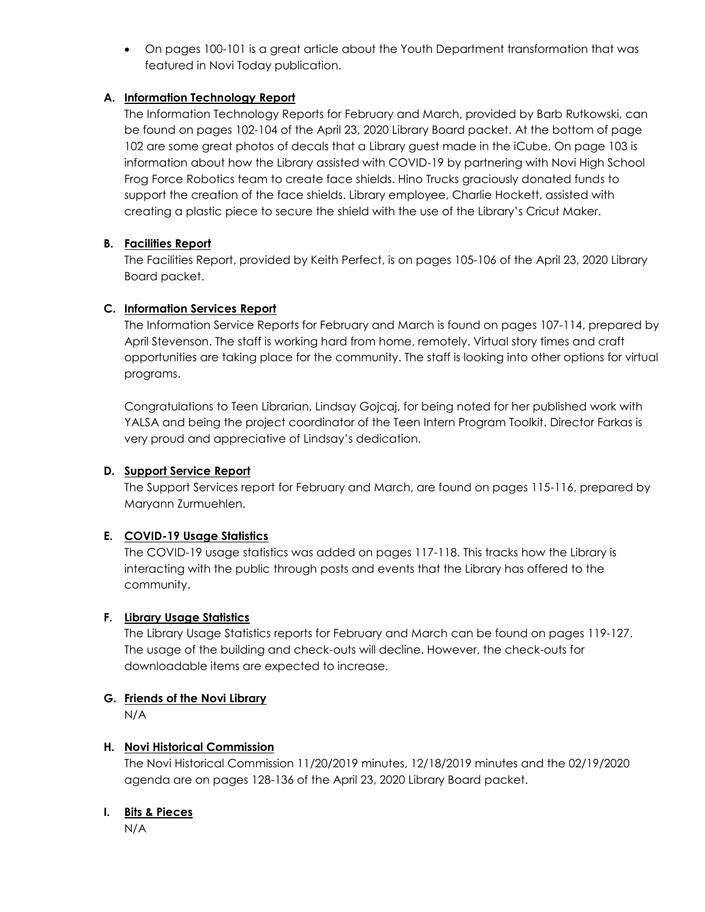- On pages 100-101 is a great article about the Youth Department transformation that was featured in Novi Today publication.

**A. Information Technology Report**

The Information Technology Reports for February and March, provided by Barb Rutkowski, can be found on pages 102-104 of the April 23, 2020 Library Board packet. At the bottom of page 102 are some great photos of decals that a Library guest made in the iCube. On page 103 is information about how the Library assisted with COVID-19 by partnering with Novi High School Frog Force Robotics team to create face shields. Hino Trucks graciously donated funds to support the creation of the face shields. Library employee, Charlie Hockett, assisted with creating a plastic piece to secure the shield with the use of the Library's Cricut Maker.

**B. Facilities Report**

The Facilities Report, provided by Keith Perfect, is on pages 105-106 of the April 23, 2020 Library Board packet.

**C. Information Services Report**

The Information Service Reports for February and March is found on pages 107-114, prepared by April Stevenson. The staff is working hard from home, remotely. Virtual story times and craft opportunities are taking place for the community. The staff is looking into other options for virtual programs.

Congratulations to Teen Librarian, Lindsay Gojcaj, for being noted for her published work with YALSA and being the project coordinator of the Teen Intern Program Toolkit. Director Farkas is very proud and appreciative of Lindsay's dedication.

**D. Support Service Report**

The Support Services report for February and March, are found on pages 115-116, prepared by Maryann Zurmuehlen.

**E. COVID-19 Usage Statistics**

The COVID-19 usage statistics was added on pages 117-118. This tracks how the Library is interacting with the public through posts and events that the Library has offered to the community.

**F. Library Usage Statistics**

The Library Usage Statistics reports for February and March can be found on pages 119-127. The usage of the building and check-outs will decline. However, the check-outs for downloadable items are expected to increase.

**G. Friends of the Novi Library**

N/A

**H. Novi Historical Commission**

The Novi Historical Commission 11/20/2019 minutes, 12/18/2019 minutes and the 02/19/2020 agenda are on pages 128-136 of the April 23, 2020 Library Board packet.

**I. Bits & Pieces**

N/A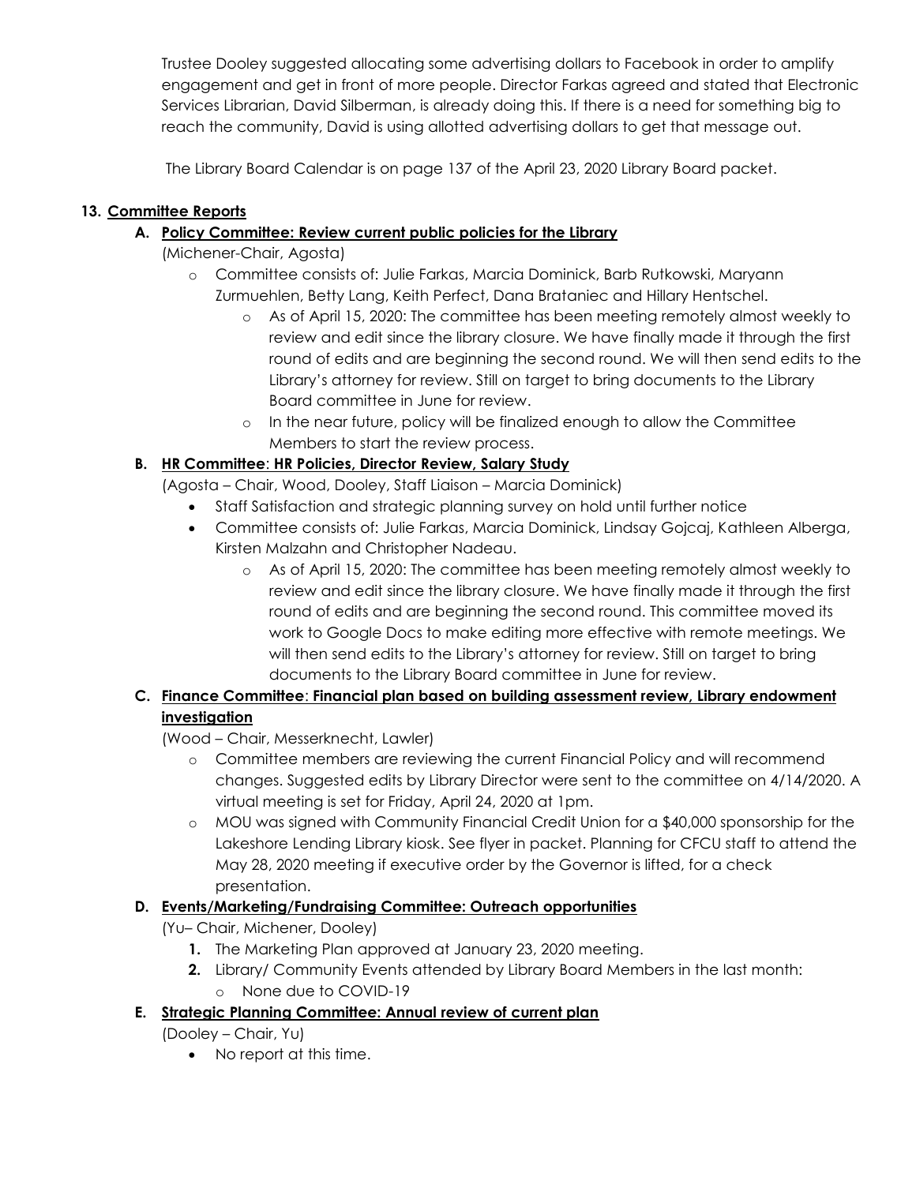Trustee Dooley suggested allocating some advertising dollars to Facebook in order to amplify engagement and get in front of more people. Director Farkas agreed and stated that Electronic Services Librarian, David Silberman, is already doing this. If there is a need for something big to reach the community, David is using allotted advertising dollars to get that message out.

The Library Board Calendar is on page 137 of the April 23, 2020 Library Board packet.

**13. Committee Reports**

**A. Policy Committee: Review current public policies for the Library**

(Michener-Chair, Agosta)

- Committee consists of: Julie Farkas, Marcia Dominick, Barb Rutkowski, Maryann Zurmuehlen, Betty Lang, Keith Perfect, Dana Brataniec and Hillary Hentschel.
    - As of April 15, 2020: The committee has been meeting remotely almost weekly to review and edit since the library closure. We have finally made it through the first round of edits and are beginning the second round. We will then send edits to the Library's attorney for review. Still on target to bring documents to the Library Board committee in June for review.
    - In the near future, policy will be finalized enough to allow the Committee Members to start the review process.

**B. HR Committee: HR Policies, Director Review, Salary Study**

(Agosta – Chair, Wood, Dooley, Staff Liaison – Marcia Dominick)

- Staff Satisfaction and strategic planning survey on hold until further notice
- Committee consists of: Julie Farkas, Marcia Dominick, Lindsay Gojcaj, Kathleen Alberga, Kirsten Malzahn and Christopher Nadeau.
    - As of April 15, 2020: The committee has been meeting remotely almost weekly to review and edit since the library closure. We have finally made it through the first round of edits and are beginning the second round. This committee moved its work to Google Docs to make editing more effective with remote meetings. We will then send edits to the Library's attorney for review. Still on target to bring documents to the Library Board committee in June for review.

**C. Finance Committee: Financial plan based on building assessment review, Library endowment investigation**

(Wood – Chair, Messerknecht, Lawler)

- Committee members are reviewing the current Financial Policy and will recommend changes. Suggested edits by Library Director were sent to the committee on 4/14/2020. A virtual meeting is set for Friday, April 24, 2020 at 1pm.
- MOU was signed with Community Financial Credit Union for a $40,000 sponsorship for the Lakeshore Lending Library kiosk. See flyer in packet. Planning for CFCU staff to attend the May 28, 2020 meeting if executive order by the Governor is lifted, for a check presentation.

**D. Events/Marketing/Fundraising Committee: Outreach opportunities**

(Yu– Chair, Michener, Dooley)

1. The Marketing Plan approved at January 23, 2020 meeting.
2. Library/ Community Events attended by Library Board Members in the last month:
    - None due to COVID-19

**E. Strategic Planning Committee: Annual review of current plan**

(Dooley – Chair, Yu)

- No report at this time.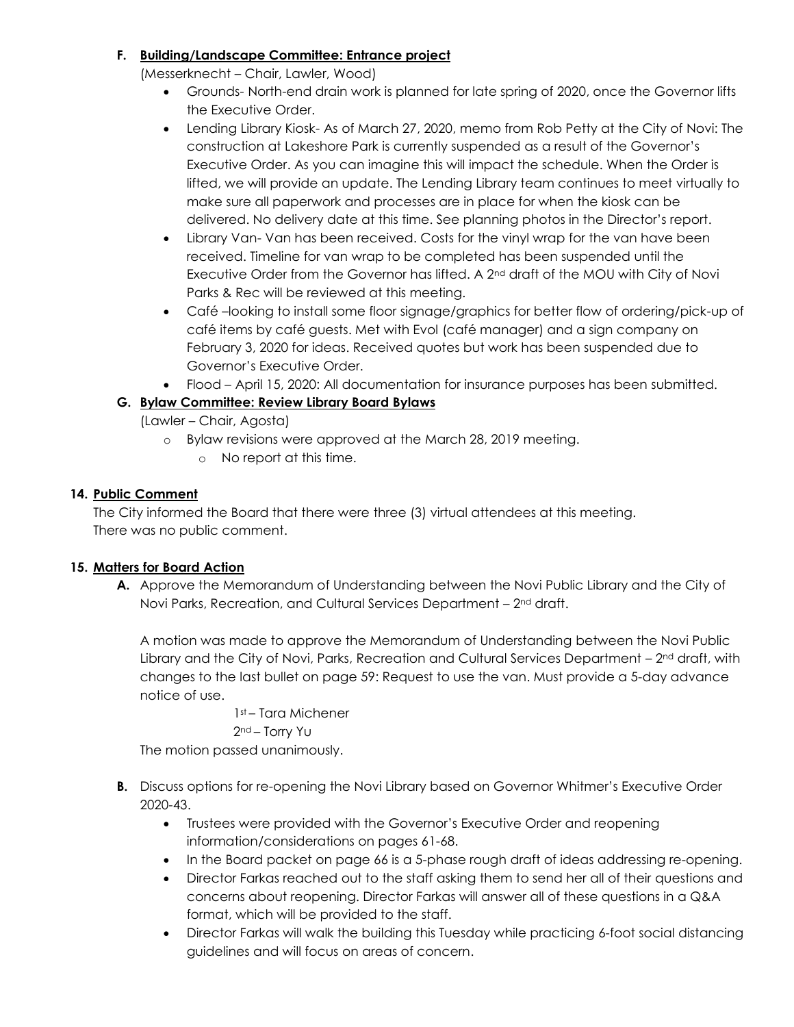**F. Building/Landscape Committee: Entrance project**

(Messerknecht – Chair, Lawler, Wood)

- Grounds- North-end drain work is planned for late spring of 2020, once the Governor lifts the Executive Order.
- Lending Library Kiosk- As of March 27, 2020, memo from Rob Petty at the City of Novi: The construction at Lakeshore Park is currently suspended as a result of the Governor's Executive Order. As you can imagine this will impact the schedule. When the Order is lifted, we will provide an update. The Lending Library team continues to meet virtually to make sure all paperwork and processes are in place for when the kiosk can be delivered. No delivery date at this time. See planning photos in the Director's report.
- Library Van- Van has been received. Costs for the vinyl wrap for the van have been received. Timeline for van wrap to be completed has been suspended until the Executive Order from the Governor has lifted. A 2nd draft of the MOU with City of Novi Parks & Rec will be reviewed at this meeting.
- Café –looking to install some floor signage/graphics for better flow of ordering/pick-up of café items by café guests. Met with Evol (café manager) and a sign company on February 3, 2020 for ideas. Received quotes but work has been suspended due to Governor's Executive Order.
- Flood – April 15, 2020: All documentation for insurance purposes has been submitted.

**G. Bylaw Committee: Review Library Board Bylaws**

(Lawler – Chair, Agosta)

- Bylaw revisions were approved at the March 28, 2019 meeting.
  - No report at this time.

## 14. Public Comment

The City informed the Board that there were three (3) virtual attendees at this meeting.
There was no public comment.

## 15. Matters for Board Action

**A.** Approve the Memorandum of Understanding between the Novi Public Library and the City of Novi Parks, Recreation, and Cultural Services Department – 2nd draft.

A motion was made to approve the Memorandum of Understanding between the Novi Public Library and the City of Novi, Parks, Recreation and Cultural Services Department – 2nd draft, with changes to the last bullet on page 59: Request to use the van. Must provide a 5-day advance notice of use.

1st – Tara Michener
2nd – Torry Yu

The motion passed unanimously.

**B.** Discuss options for re-opening the Novi Library based on Governor Whitmer's Executive Order 2020-43.

- Trustees were provided with the Governor's Executive Order and reopening information/considerations on pages 61-68.
- In the Board packet on page 66 is a 5-phase rough draft of ideas addressing re-opening.
- Director Farkas reached out to the staff asking them to send her all of their questions and concerns about reopening. Director Farkas will answer all of these questions in a Q&A format, which will be provided to the staff.
- Director Farkas will walk the building this Tuesday while practicing 6-foot social distancing guidelines and will focus on areas of concern.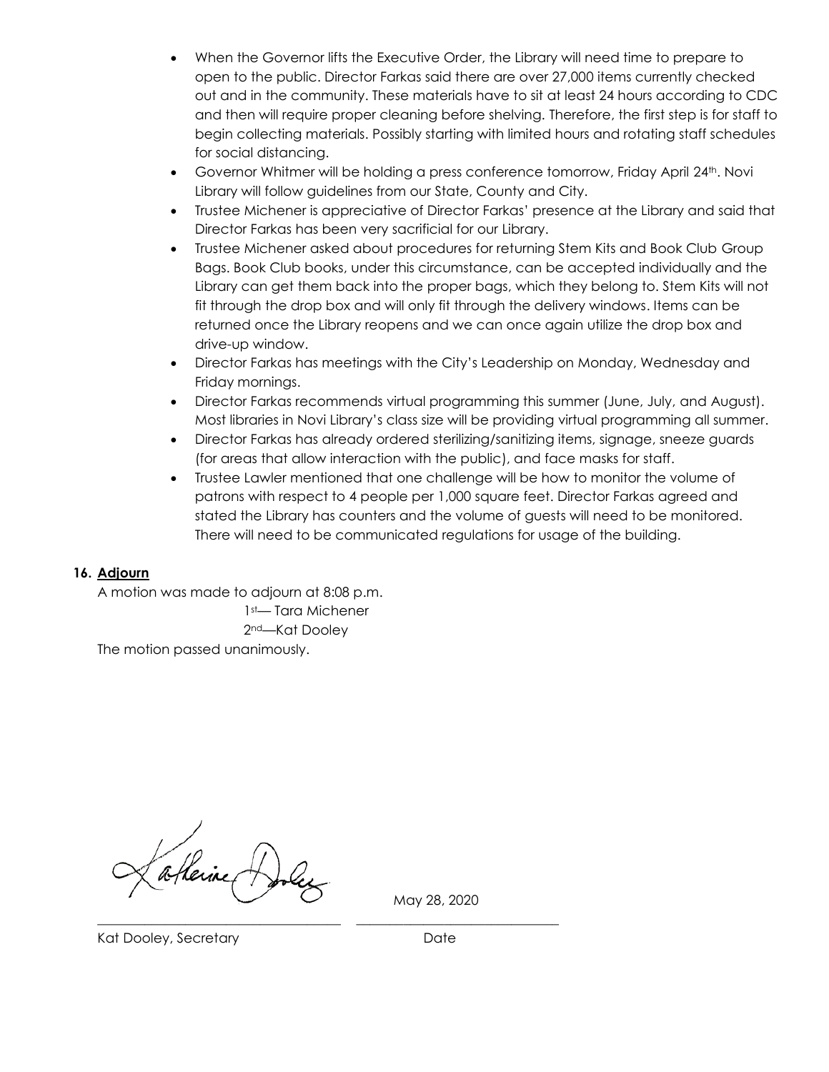- When the Governor lifts the Executive Order, the Library will need time to prepare to open to the public. Director Farkas said there are over 27,000 items currently checked out and in the community. These materials have to sit at least 24 hours according to CDC and then will require proper cleaning before shelving. Therefore, the first step is for staff to begin collecting materials. Possibly starting with limited hours and rotating staff schedules for social distancing.
- Governor Whitmer will be holding a press conference tomorrow, Friday April 24th. Novi Library will follow guidelines from our State, County and City.
- Trustee Michener is appreciative of Director Farkas' presence at the Library and said that Director Farkas has been very sacrificial for our Library.
- Trustee Michener asked about procedures for returning Stem Kits and Book Club Group Bags. Book Club books, under this circumstance, can be accepted individually and the Library can get them back into the proper bags, which they belong to. Stem Kits will not fit through the drop box and will only fit through the delivery windows. Items can be returned once the Library reopens and we can once again utilize the drop box and drive-up window.
- Director Farkas has meetings with the City's Leadership on Monday, Wednesday and Friday mornings.
- Director Farkas recommends virtual programming this summer (June, July, and August). Most libraries in Novi Library's class size will be providing virtual programming all summer.
- Director Farkas has already ordered sterilizing/sanitizing items, signage, sneeze guards (for areas that allow interaction with the public), and face masks for staff.
- Trustee Lawler mentioned that one challenge will be how to monitor the volume of patrons with respect to 4 people per 1,000 square feet. Director Farkas agreed and stated the Library has counters and the volume of guests will need to be monitored. There will need to be communicated regulations for usage of the building.

**16. Adjourn**

A motion was made to adjourn at 8:08 p.m.

1st— Tara Michener

2nd—Kat Dooley

The motion passed unanimously.

May 28, 2020

Kat Dooley, Secretary — Date